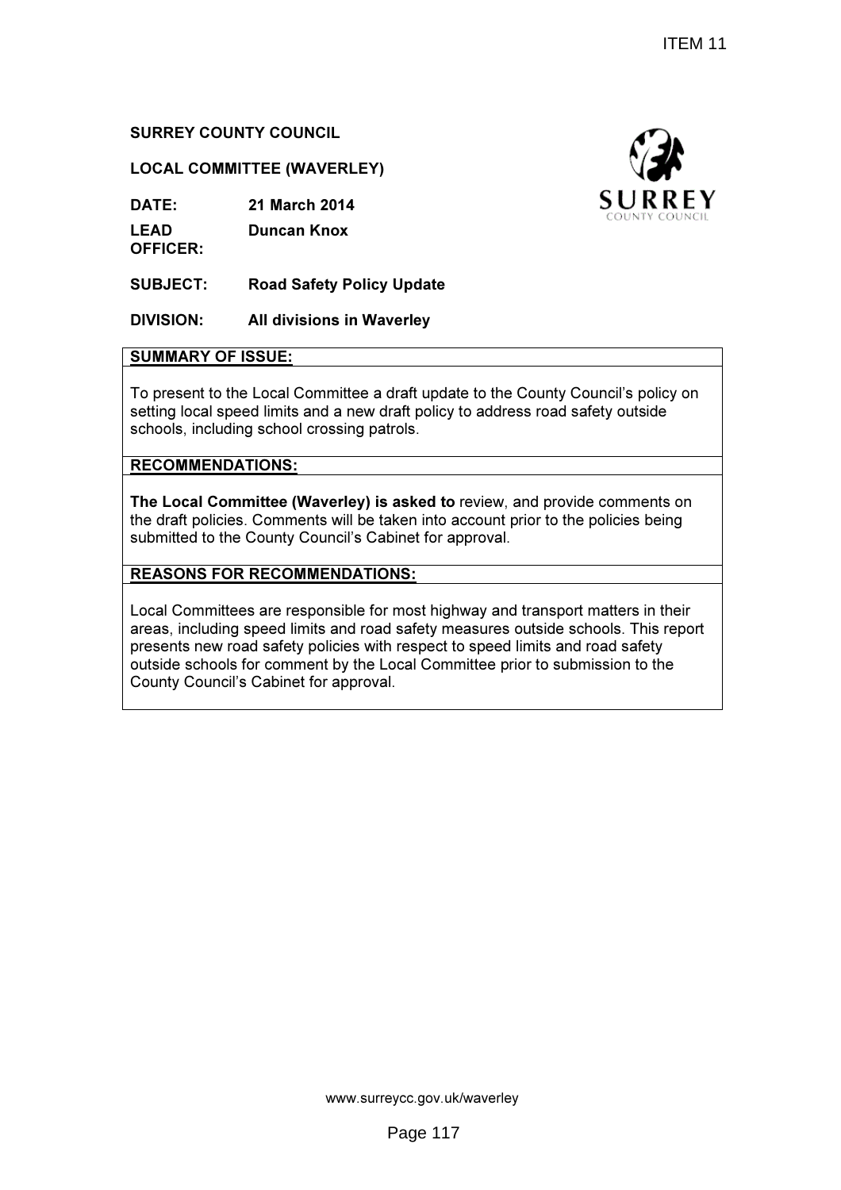ITEM 11

**SURREY COUNTY COUNCIL**

**LOCAL COMMITTEE (WAVERLEY)**

**DATE:** 21 March 2014

**LEAD OFFICER:** Duncan Knox

**SUBJECT:** Road Safety Policy Update

**DIVISION:** All divisions in Waverley

**SUMMARY OF ISSUE:**

To present to the Local Committee a draft update to the County Council's policy on setting local speed limits and a new draft policy to address road safety outside schools, including school crossing patrols.

**RECOMMENDATIONS:**

**The Local Committee (Waverley) is asked to** review, and provide comments on the draft policies. Comments will be taken into account prior to the policies being submitted to the County Council's Cabinet for approval.

**REASONS FOR RECOMMENDATIONS:**

Local Committees are responsible for most highway and transport matters in their areas, including speed limits and road safety measures outside schools. This report presents new road safety policies with respect to speed limits and road safety outside schools for comment by the Local Committee prior to submission to the County Council's Cabinet for approval.

www.surreycc.gov.uk/waverley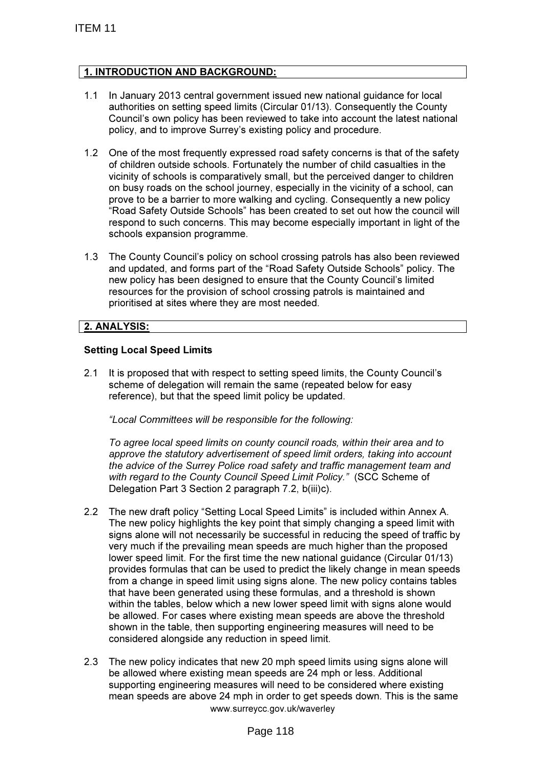## 1. INTRODUCTION AND BACKGROUND:

1.1 In January 2013 central government issued new national guidance for local authorities on setting speed limits (Circular 01/13). Consequently the County Council's own policy has been reviewed to take into account the latest national policy, and to improve Surrey's existing policy and procedure.

1.2 One of the most frequently expressed road safety concerns is that of the safety of children outside schools. Fortunately the number of child casualties in the vicinity of schools is comparatively small, but the perceived danger to children on busy roads on the school journey, especially in the vicinity of a school, can prove to be a barrier to more walking and cycling. Consequently a new policy "Road Safety Outside Schools" has been created to set out how the council will respond to such concerns. This may become especially important in light of the schools expansion programme.

1.3 The County Council's policy on school crossing patrols has also been reviewed and updated, and forms part of the "Road Safety Outside Schools" policy. The new policy has been designed to ensure that the County Council's limited resources for the provision of school crossing patrols is maintained and prioritised at sites where they are most needed.

## 2. ANALYSIS:

### Setting Local Speed Limits

2.1 It is proposed that with respect to setting speed limits, the County Council's scheme of delegation will remain the same (repeated below for easy reference), but that the speed limit policy be updated.

*"Local Committees will be responsible for the following:*

*To agree local speed limits on county council roads, within their area and to approve the statutory advertisement of speed limit orders, taking into account the advice of the Surrey Police road safety and traffic management team and with regard to the County Council Speed Limit Policy."* (SCC Scheme of Delegation Part 3 Section 2 paragraph 7.2, b(iii)c).

2.2 The new draft policy "Setting Local Speed Limits" is included within Annex A. The new policy highlights the key point that simply changing a speed limit with signs alone will not necessarily be successful in reducing the speed of traffic by very much if the prevailing mean speeds are much higher than the proposed lower speed limit. For the first time the new national guidance (Circular 01/13) provides formulas that can be used to predict the likely change in mean speeds from a change in speed limit using signs alone. The new policy contains tables that have been generated using these formulas, and a threshold is shown within the tables, below which a new lower speed limit with signs alone would be allowed. For cases where existing mean speeds are above the threshold shown in the table, then supporting engineering measures will need to be considered alongside any reduction in speed limit.

2.3 The new policy indicates that new 20 mph speed limits using signs alone will be allowed where existing mean speeds are 24 mph or less. Additional supporting engineering measures will need to be considered where existing mean speeds are above 24 mph in order to get speeds down. This is the same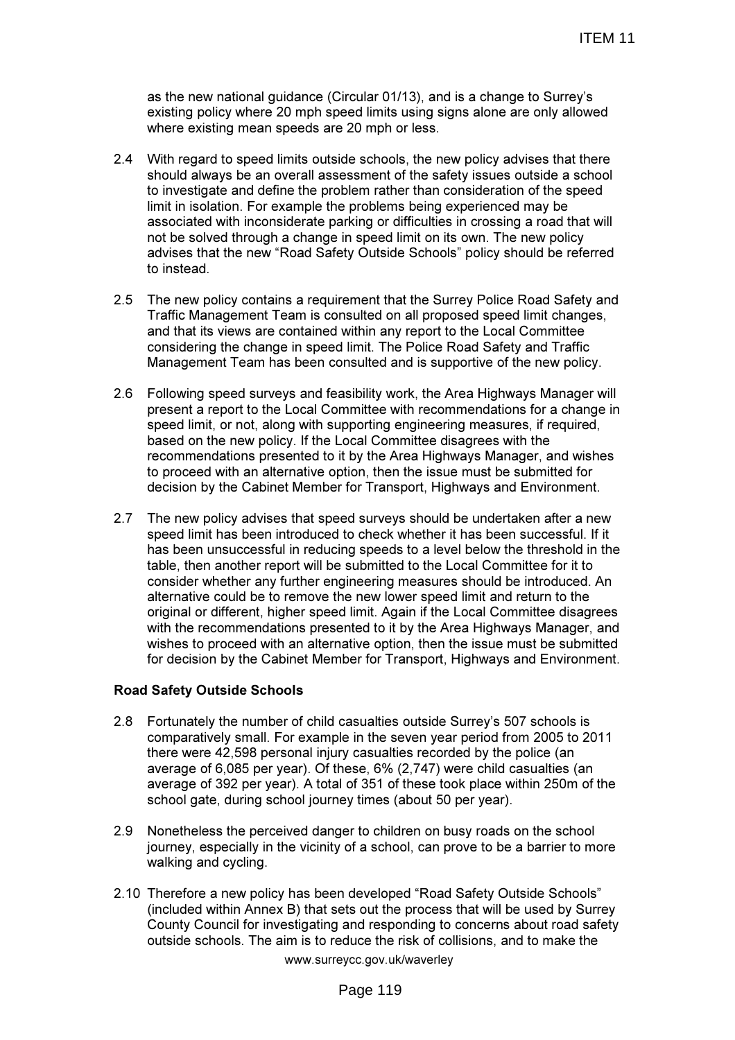as the new national guidance (Circular 01/13), and is a change to Surrey's existing policy where 20 mph speed limits using signs alone are only allowed where existing mean speeds are 20 mph or less.

2.4 With regard to speed limits outside schools, the new policy advises that there should always be an overall assessment of the safety issues outside a school to investigate and define the problem rather than consideration of the speed limit in isolation. For example the problems being experienced may be associated with inconsiderate parking or difficulties in crossing a road that will not be solved through a change in speed limit on its own. The new policy advises that the new "Road Safety Outside Schools" policy should be referred to instead.

2.5 The new policy contains a requirement that the Surrey Police Road Safety and Traffic Management Team is consulted on all proposed speed limit changes, and that its views are contained within any report to the Local Committee considering the change in speed limit. The Police Road Safety and Traffic Management Team has been consulted and is supportive of the new policy.

2.6 Following speed surveys and feasibility work, the Area Highways Manager will present a report to the Local Committee with recommendations for a change in speed limit, or not, along with supporting engineering measures, if required, based on the new policy. If the Local Committee disagrees with the recommendations presented to it by the Area Highways Manager, and wishes to proceed with an alternative option, then the issue must be submitted for decision by the Cabinet Member for Transport, Highways and Environment.

2.7 The new policy advises that speed surveys should be undertaken after a new speed limit has been introduced to check whether it has been successful. If it has been unsuccessful in reducing speeds to a level below the threshold in the table, then another report will be submitted to the Local Committee for it to consider whether any further engineering measures should be introduced. An alternative could be to remove the new lower speed limit and return to the original or different, higher speed limit. Again if the Local Committee disagrees with the recommendations presented to it by the Area Highways Manager, and wishes to proceed with an alternative option, then the issue must be submitted for decision by the Cabinet Member for Transport, Highways and Environment.

**Road Safety Outside Schools**

2.8 Fortunately the number of child casualties outside Surrey's 507 schools is comparatively small. For example in the seven year period from 2005 to 2011 there were 42,598 personal injury casualties recorded by the police (an average of 6,085 per year). Of these, 6% (2,747) were child casualties (an average of 392 per year). A total of 351 of these took place within 250m of the school gate, during school journey times (about 50 per year).

2.9 Nonetheless the perceived danger to children on busy roads on the school journey, especially in the vicinity of a school, can prove to be a barrier to more walking and cycling.

2.10 Therefore a new policy has been developed "Road Safety Outside Schools" (included within Annex B) that sets out the process that will be used by Surrey County Council for investigating and responding to concerns about road safety outside schools. The aim is to reduce the risk of collisions, and to make the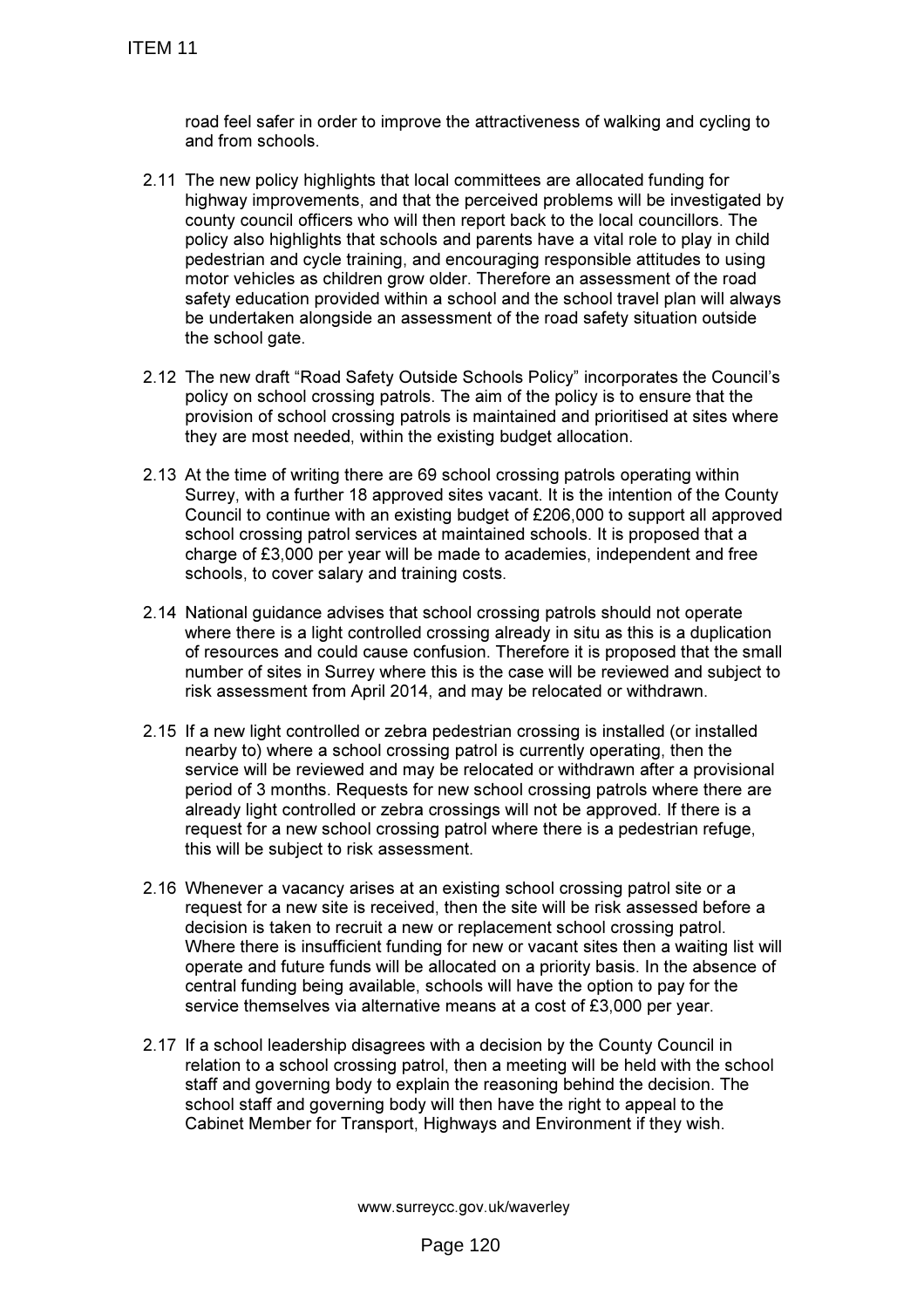road feel safer in order to improve the attractiveness of walking and cycling to and from schools.

2.11 The new policy highlights that local committees are allocated funding for highway improvements, and that the perceived problems will be investigated by county council officers who will then report back to the local councillors. The policy also highlights that schools and parents have a vital role to play in child pedestrian and cycle training, and encouraging responsible attitudes to using motor vehicles as children grow older. Therefore an assessment of the road safety education provided within a school and the school travel plan will always be undertaken alongside an assessment of the road safety situation outside the school gate.

2.12 The new draft "Road Safety Outside Schools Policy" incorporates the Council's policy on school crossing patrols. The aim of the policy is to ensure that the provision of school crossing patrols is maintained and prioritised at sites where they are most needed, within the existing budget allocation.

2.13 At the time of writing there are 69 school crossing patrols operating within Surrey, with a further 18 approved sites vacant. It is the intention of the County Council to continue with an existing budget of £206,000 to support all approved school crossing patrol services at maintained schools. It is proposed that a charge of £3,000 per year will be made to academies, independent and free schools, to cover salary and training costs.

2.14 National guidance advises that school crossing patrols should not operate where there is a light controlled crossing already in situ as this is a duplication of resources and could cause confusion. Therefore it is proposed that the small number of sites in Surrey where this is the case will be reviewed and subject to risk assessment from April 2014, and may be relocated or withdrawn.

2.15 If a new light controlled or zebra pedestrian crossing is installed (or installed nearby to) where a school crossing patrol is currently operating, then the service will be reviewed and may be relocated or withdrawn after a provisional period of 3 months. Requests for new school crossing patrols where there are already light controlled or zebra crossings will not be approved. If there is a request for a new school crossing patrol where there is a pedestrian refuge, this will be subject to risk assessment.

2.16 Whenever a vacancy arises at an existing school crossing patrol site or a request for a new site is received, then the site will be risk assessed before a decision is taken to recruit a new or replacement school crossing patrol. Where there is insufficient funding for new or vacant sites then a waiting list will operate and future funds will be allocated on a priority basis. In the absence of central funding being available, schools will have the option to pay for the service themselves via alternative means at a cost of £3,000 per year.

2.17 If a school leadership disagrees with a decision by the County Council in relation to a school crossing patrol, then a meeting will be held with the school staff and governing body to explain the reasoning behind the decision. The school staff and governing body will then have the right to appeal to the Cabinet Member for Transport, Highways and Environment if they wish.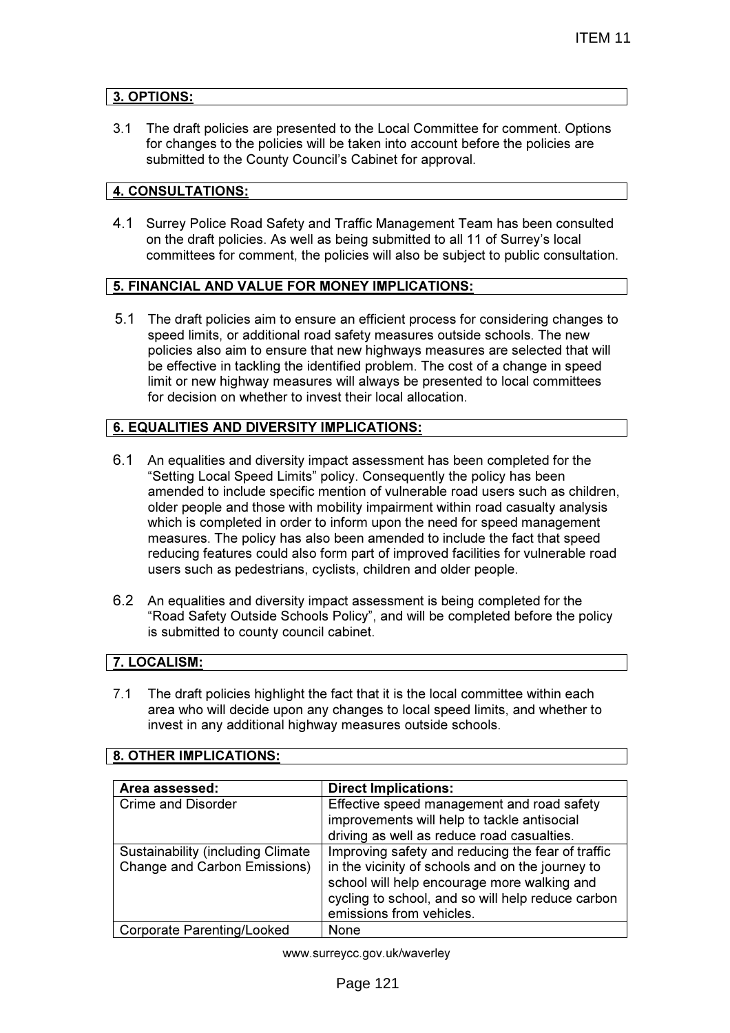## 3. OPTIONS:

3.1 The draft policies are presented to the Local Committee for comment. Options for changes to the policies will be taken into account before the policies are submitted to the County Council's Cabinet for approval.

## 4. CONSULTATIONS:

4.1 Surrey Police Road Safety and Traffic Management Team has been consulted on the draft policies. As well as being submitted to all 11 of Surrey's local committees for comment, the policies will also be subject to public consultation.

## 5. FINANCIAL AND VALUE FOR MONEY IMPLICATIONS:

5.1 The draft policies aim to ensure an efficient process for considering changes to speed limits, or additional road safety measures outside schools. The new policies also aim to ensure that new highways measures are selected that will be effective in tackling the identified problem. The cost of a change in speed limit or new highway measures will always be presented to local committees for decision on whether to invest their local allocation.

## 6. EQUALITIES AND DIVERSITY IMPLICATIONS:

6.1 An equalities and diversity impact assessment has been completed for the "Setting Local Speed Limits" policy. Consequently the policy has been amended to include specific mention of vulnerable road users such as children, older people and those with mobility impairment within road casualty analysis which is completed in order to inform upon the need for speed management measures. The policy has also been amended to include the fact that speed reducing features could also form part of improved facilities for vulnerable road users such as pedestrians, cyclists, children and older people.

6.2 An equalities and diversity impact assessment is being completed for the "Road Safety Outside Schools Policy", and will be completed before the policy is submitted to county council cabinet.

## 7. LOCALISM:

7.1 The draft policies highlight the fact that it is the local committee within each area who will decide upon any changes to local speed limits, and whether to invest in any additional highway measures outside schools.

## 8. OTHER IMPLICATIONS:

| Area assessed: | Direct Implications: |
|---|---|
| Crime and Disorder | Effective speed management and road safety improvements will help to tackle antisocial driving as well as reduce road casualties. |
| Sustainability (including Climate Change and Carbon Emissions) | Improving safety and reducing the fear of traffic in the vicinity of schools and on the journey to school will help encourage more walking and cycling to school, and so will help reduce carbon emissions from vehicles. |
| Corporate Parenting/Looked | None |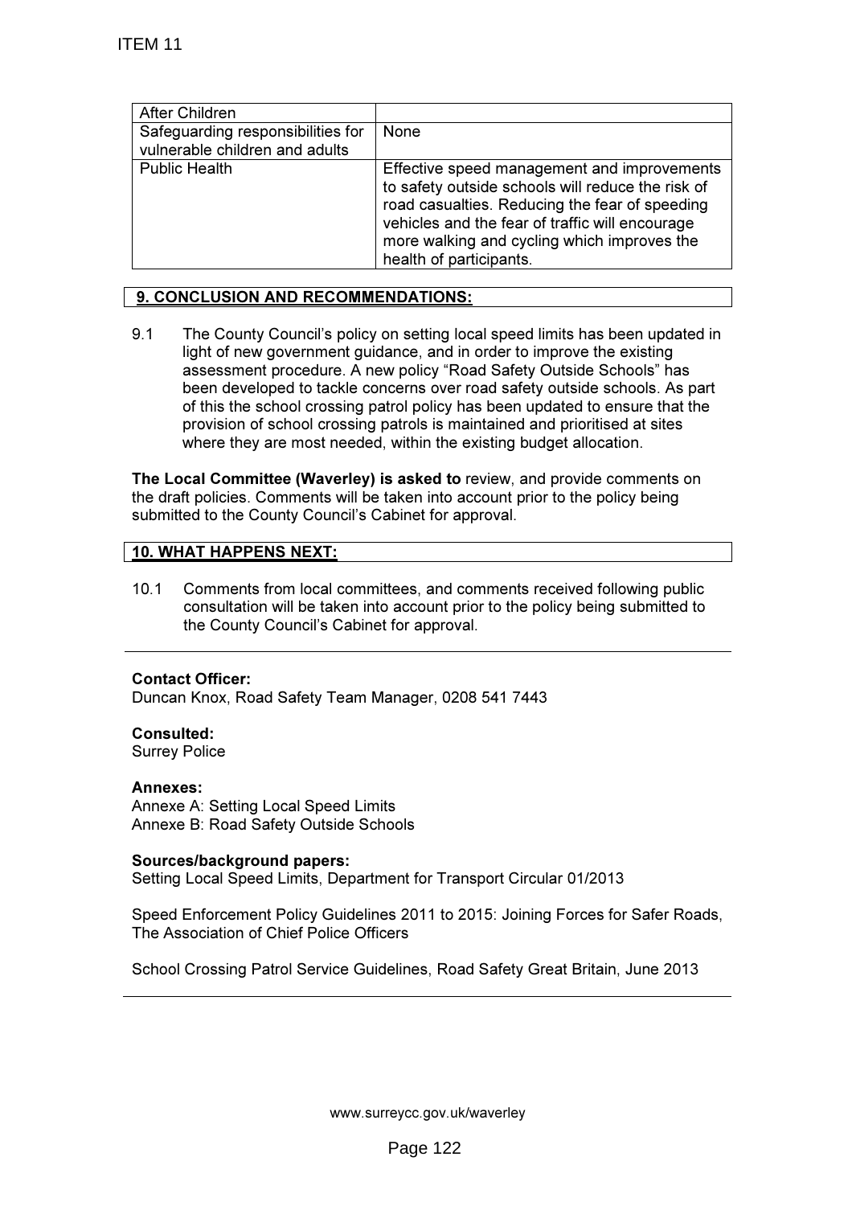| | |
|---|---|
| After Children | |
| Safeguarding responsibilities for vulnerable children and adults | None |
| Public Health | Effective speed management and improvements to safety outside schools will reduce the risk of road casualties. Reducing the fear of speeding vehicles and the fear of traffic will encourage more walking and cycling which improves the health of participants. |

## 9. CONCLUSION AND RECOMMENDATIONS:

9.1 The County Council's policy on setting local speed limits has been updated in light of new government guidance, and in order to improve the existing assessment procedure. A new policy "Road Safety Outside Schools" has been developed to tackle concerns over road safety outside schools. As part of this the school crossing patrol policy has been updated to ensure that the provision of school crossing patrols is maintained and prioritised at sites where they are most needed, within the existing budget allocation.

**The Local Committee (Waverley) is asked to** review, and provide comments on the draft policies. Comments will be taken into account prior to the policy being submitted to the County Council's Cabinet for approval.

## 10. WHAT HAPPENS NEXT:

10.1 Comments from local committees, and comments received following public consultation will be taken into account prior to the policy being submitted to the County Council's Cabinet for approval.

---

**Contact Officer:**
Duncan Knox, Road Safety Team Manager, 0208 541 7443

**Consulted:**
Surrey Police

**Annexes:**
Annexe A: Setting Local Speed Limits
Annexe B: Road Safety Outside Schools

**Sources/background papers:**
Setting Local Speed Limits, Department for Transport Circular 01/2013

Speed Enforcement Policy Guidelines 2011 to 2015: Joining Forces for Safer Roads, The Association of Chief Police Officers

School Crossing Patrol Service Guidelines, Road Safety Great Britain, June 2013

---